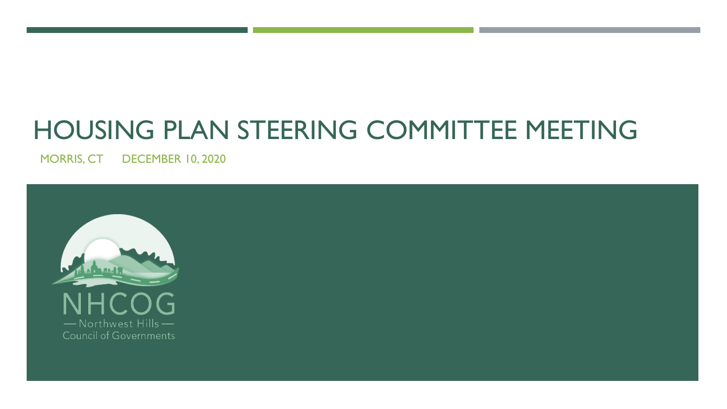# HOUSING PLAN STEERING COMMITTEE MEETING

MORRIS, CT DECEMBER 10, 2020

NHCOG

— Northwest Hills —

Council of Governments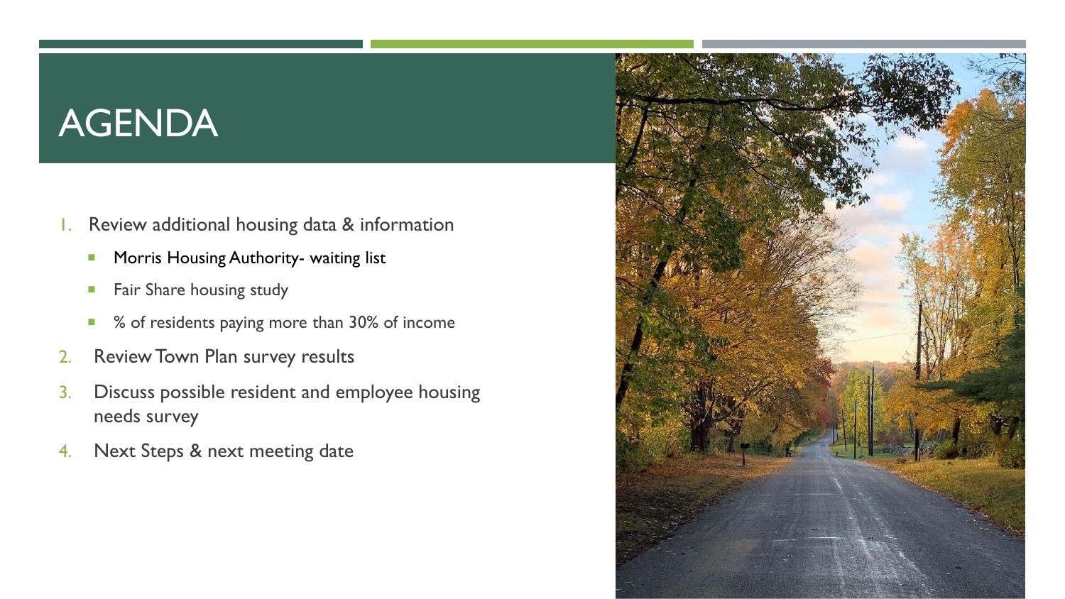# AGENDA

1. Review additional housing data & information
   - Morris Housing Authority- waiting list
   - Fair Share housing study
   - % of residents paying more than 30% of income
2. Review Town Plan survey results
3. Discuss possible resident and employee housing needs survey
4. Next Steps & next meeting date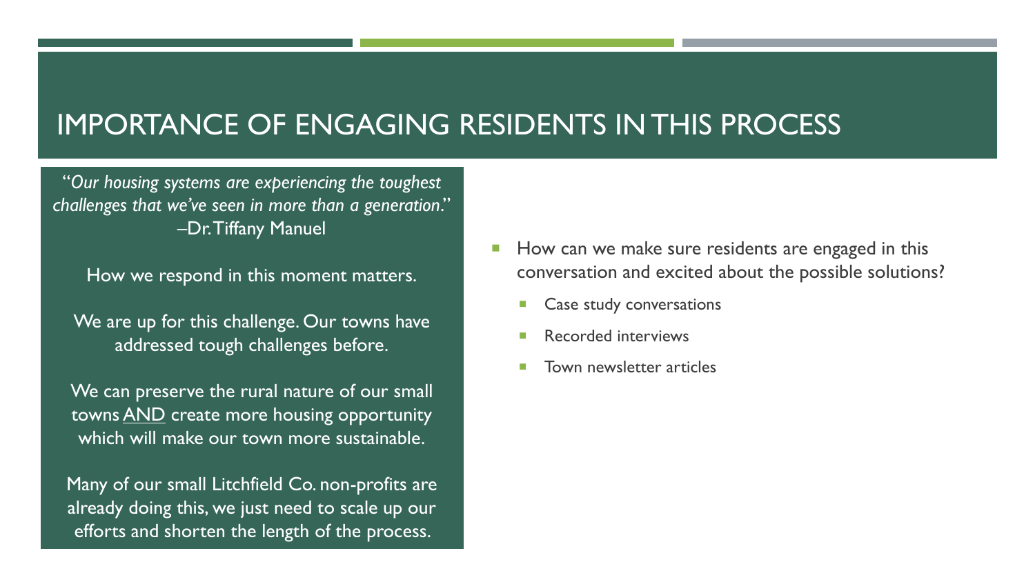# IMPORTANCE OF ENGAGING RESIDENTS IN THIS PROCESS

*"Our housing systems are experiencing the toughest challenges that we've seen in more than a generation."*
–Dr. Tiffany Manuel

How we respond in this moment matters.

We are up for this challenge. Our towns have addressed tough challenges before.

We can preserve the rural nature of our small towns AND create more housing opportunity which will make our town more sustainable.

Many of our small Litchfield Co. non-profits are already doing this, we just need to scale up our efforts and shorten the length of the process.

- How can we make sure residents are engaged in this conversation and excited about the possible solutions?
  - Case study conversations
  - Recorded interviews
  - Town newsletter articles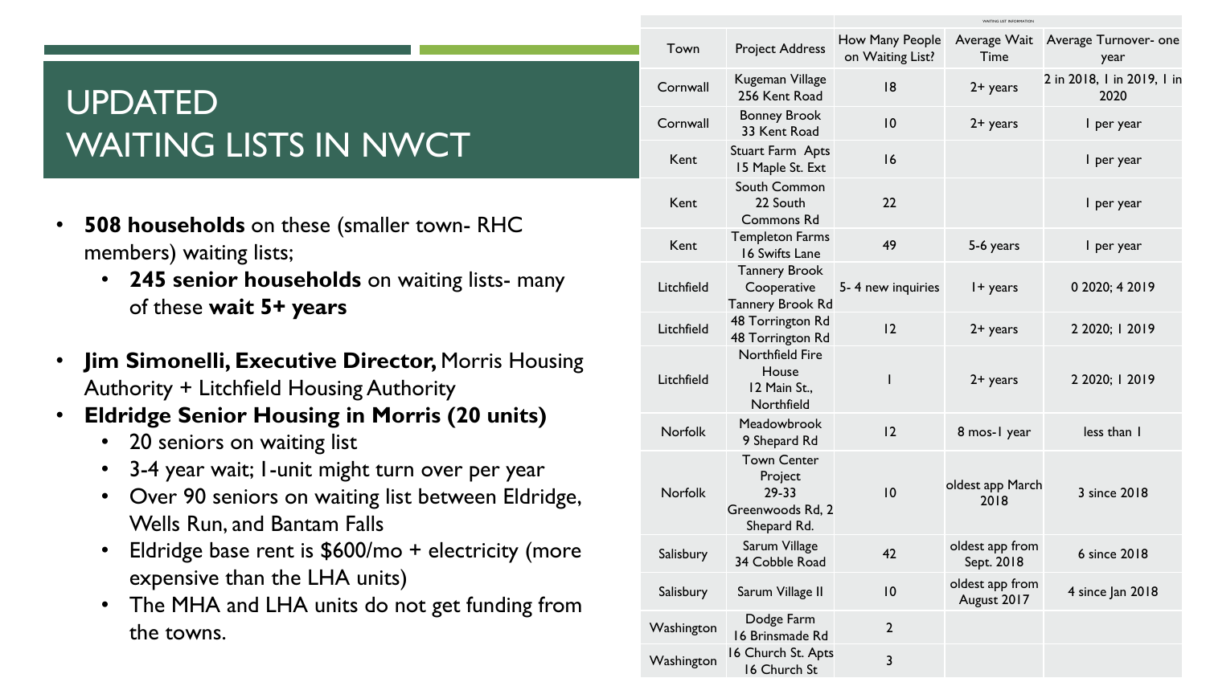# UPDATED WAITING LISTS IN NWCT

- **508 households** on these (smaller town- RHC members) waiting lists;
  - **245 senior households** on waiting lists- many of these **wait 5+ years**
- **Jim Simonelli, Executive Director,** Morris Housing Authority + Litchfield Housing Authority
- **Eldridge Senior Housing in Morris (20 units)**
  - 20 seniors on waiting list
  - 3-4 year wait; 1-unit might turn over per year
  - Over 90 seniors on waiting list between Eldridge, Wells Run, and Bantam Falls
  - Eldridge base rent is $600/mo + electricity (more expensive than the LHA units)
  - The MHA and LHA units do not get funding from the towns.

| | | WAITING LIST INFORMATION | | |
|---|---|---|---|---|
| Town | Project Address | How Many People on Waiting List? | Average Wait Time | Average Turnover- one year |
| Cornwall | Kugeman Village 256 Kent Road | 18 | 2+ years | 2 in 2018, 1 in 2019, 1 in 2020 |
| Cornwall | Bonney Brook 33 Kent Road | 10 | 2+ years | 1 per year |
| Kent | Stuart Farm Apts 15 Maple St. Ext | 16 | | 1 per year |
| Kent | South Common 22 South Commons Rd | 22 | | 1 per year |
| Kent | Templeton Farms 16 Swifts Lane | 49 | 5-6 years | 1 per year |
| Litchfield | Tannery Brook Cooperative Tannery Brook Rd | 5- 4 new inquiries | 1+ years | 0 2020; 4 2019 |
| Litchfield | 48 Torrington Rd 48 Torrington Rd | 12 | 2+ years | 2 2020; 1 2019 |
| Litchfield | Northfield Fire House 12 Main St., Northfield | 1 | 2+ years | 2 2020; 1 2019 |
| Norfolk | Meadowbrook 9 Shepard Rd | 12 | 8 mos-1 year | less than 1 |
| Norfolk | Town Center Project 29-33 Greenwoods Rd, 2 Shepard Rd. | 10 | oldest app March 2018 | 3 since 2018 |
| Salisbury | Sarum Village 34 Cobble Road | 42 | oldest app from Sept. 2018 | 6 since 2018 |
| Salisbury | Sarum Village II | 10 | oldest app from August 2017 | 4 since Jan 2018 |
| Washington | Dodge Farm 16 Brinsmade Rd | 2 | | |
| Washington | 16 Church St. Apts 16 Church St | 3 | | |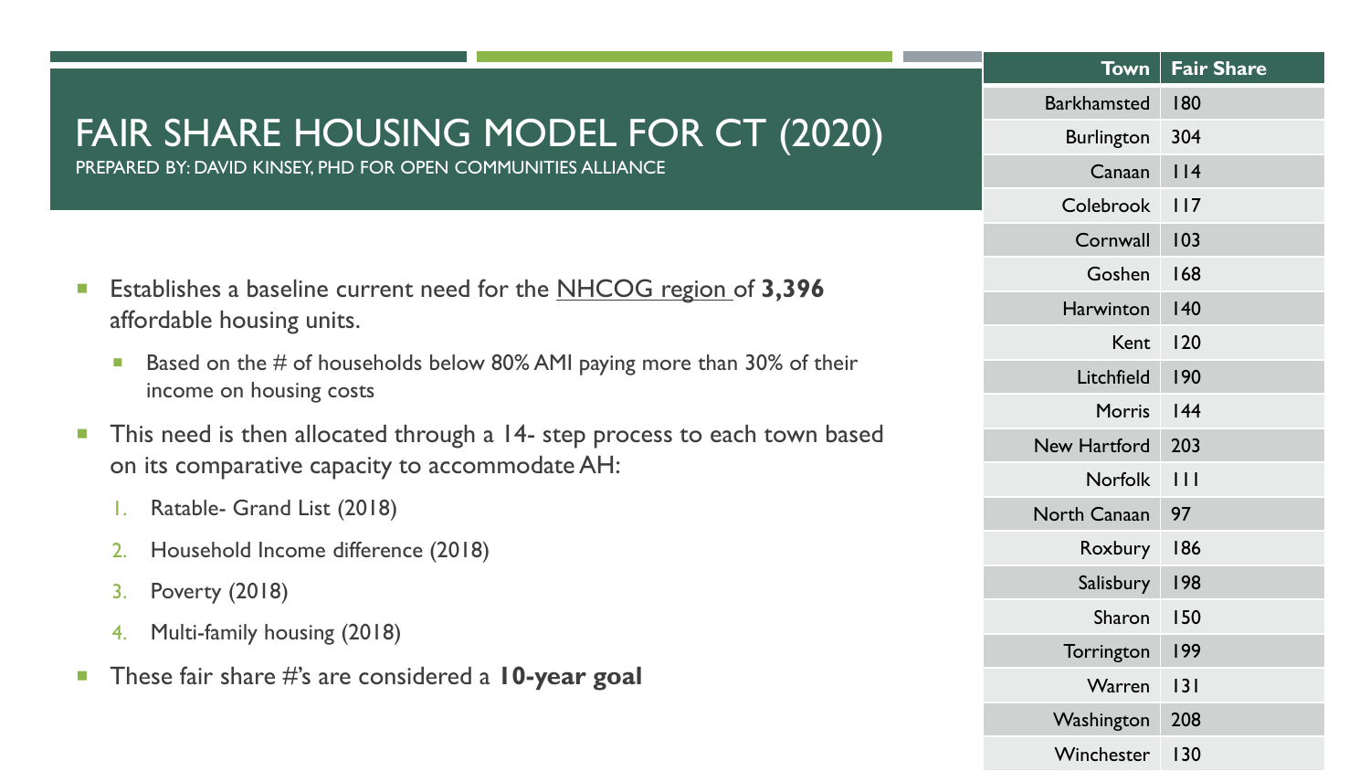# FAIR SHARE HOUSING MODEL FOR CT (2020)

PREPARED BY: DAVID KINSEY, PHD FOR OPEN COMMUNITIES ALLIANCE

- Establishes a baseline current need for the NHCOG region of **3,396** affordable housing units.
  - Based on the # of households below 80% AMI paying more than 30% of their income on housing costs
- This need is then allocated through a 14- step process to each town based on its comparative capacity to accommodate AH:
  1. Ratable- Grand List (2018)
  2. Household Income difference (2018)
  3. Poverty (2018)
  4. Multi-family housing (2018)
- These fair share #'s are considered a **10-year goal**

| Town | Fair Share |
|---|---|
| Barkhamsted | 180 |
| Burlington | 304 |
| Canaan | 114 |
| Colebrook | 117 |
| Cornwall | 103 |
| Goshen | 168 |
| Harwinton | 140 |
| Kent | 120 |
| Litchfield | 190 |
| Morris | 144 |
| New Hartford | 203 |
| Norfolk | 111 |
| North Canaan | 97 |
| Roxbury | 186 |
| Salisbury | 198 |
| Sharon | 150 |
| Torrington | 199 |
| Warren | 131 |
| Washington | 208 |
| Winchester | 130 |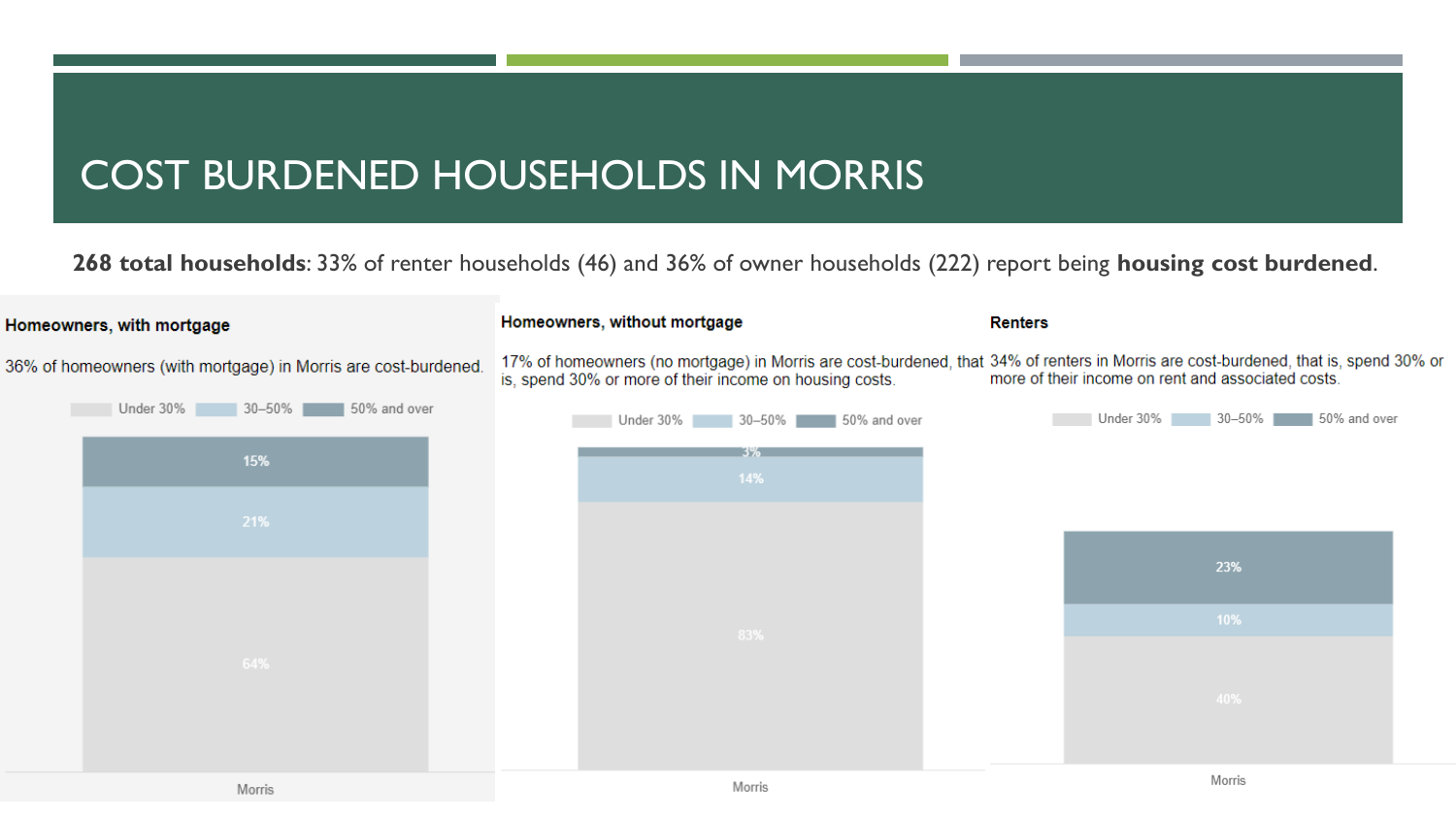# COST BURDENED HOUSEHOLDS IN MORRIS

**268 total households**: 33% of renter households (46) and 36% of owner households (222) report being **housing cost burdened**.

### Homeowners, with mortgage

36% of homeowners (with mortgage) in Morris are cost-burdened.

| Morris | |
|---|---|
| Under 30% | 64% |
| 30–50% | 21% |
| 50% and over | 15% |

### Homeowners, without mortgage

17% of homeowners (no mortgage) in Morris are cost-burdened, that is, spend 30% or more of their income on housing costs.

| Morris | |
|---|---|
| Under 30% | 83% |
| 30–50% | 14% |
| 50% and over | 3% |

### Renters

34% of renters in Morris are cost-burdened, that is, spend 30% or more of their income on rent and associated costs.

| Morris | |
|---|---|
| Under 30% | 40% |
| 30–50% | 10% |
| 50% and over | 23% |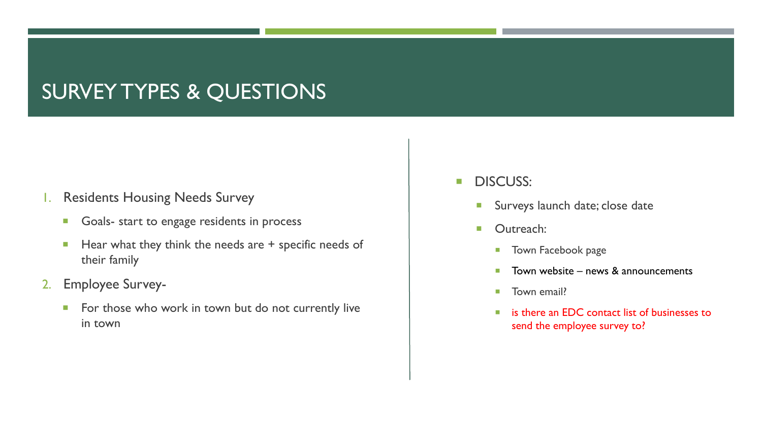# SURVEY TYPES & QUESTIONS

1. Residents Housing Needs Survey
   - Goals- start to engage residents in process
   - Hear what they think the needs are + specific needs of their family
2. Employee Survey-
   - For those who work in town but do not currently live in town

- DISCUSS:
  - Surveys launch date; close date
  - Outreach:
    - Town Facebook page
    - Town website – news & announcements
    - Town email?
    - is there an EDC contact list of businesses to send the employee survey to?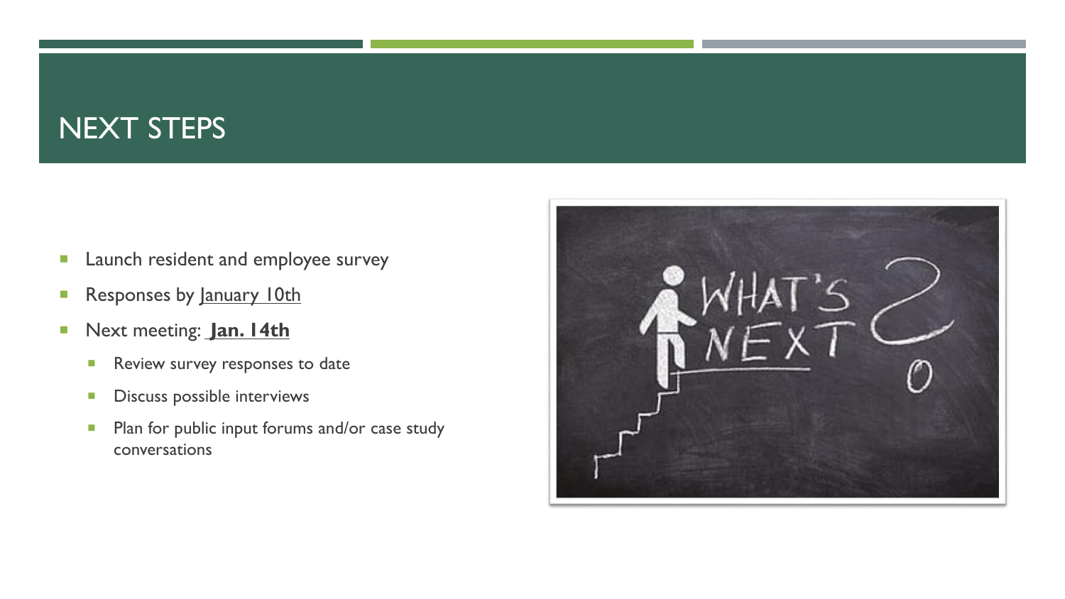# NEXT STEPS

- Launch resident and employee survey
- Responses by January 10th
- Next meeting: **Jan. 14th**
  - Review survey responses to date
  - Discuss possible interviews
  - Plan for public input forums and/or case study conversations